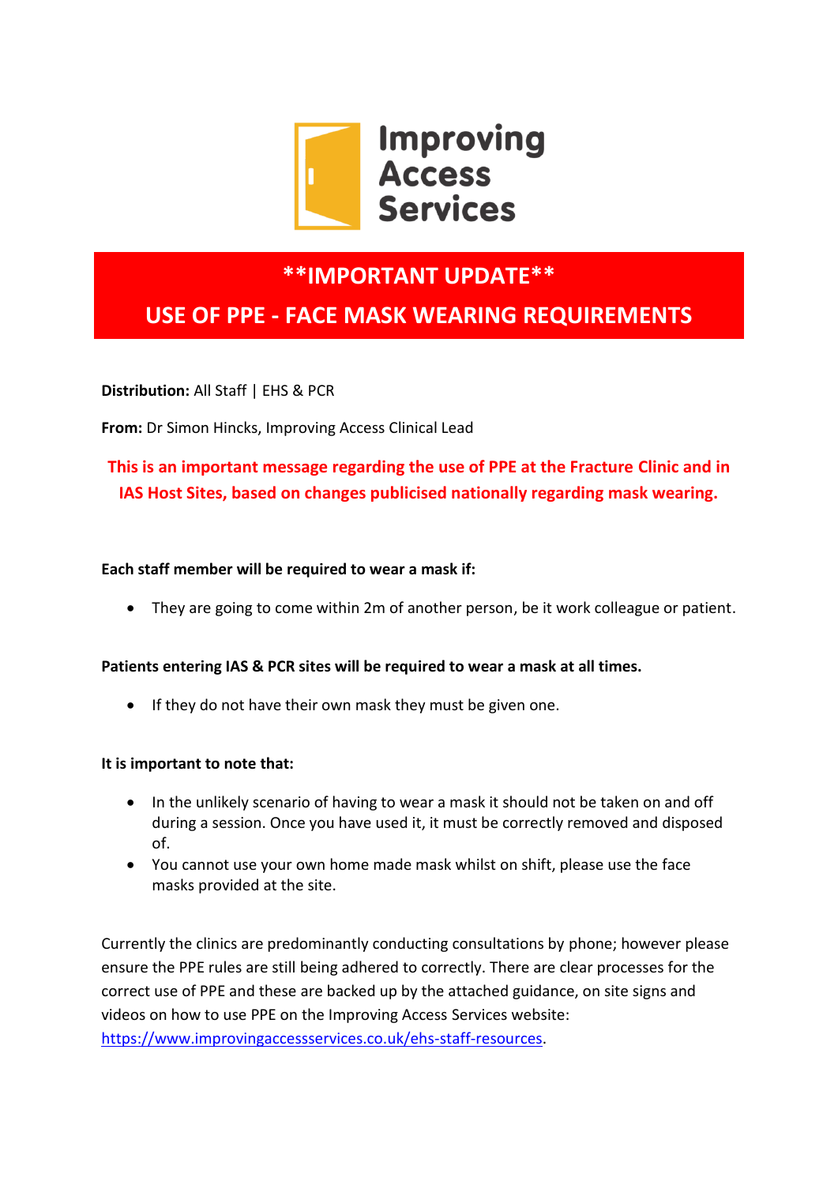Improving Access Services

# **IMPORTANT UPDATE**

# USE OF PPE - FACE MASK WEARING REQUIREMENTS

**Distribution:** All Staff | EHS & PCR

**From:** Dr Simon Hincks, Improving Access Clinical Lead

**This is an important message regarding the use of PPE at the Fracture Clinic and in IAS Host Sites, based on changes publicised nationally regarding mask wearing.**

**Each staff member will be required to wear a mask if:**

- They are going to come within 2m of another person, be it work colleague or patient.

**Patients entering IAS & PCR sites will be required to wear a mask at all times.**

- If they do not have their own mask they must be given one.

**It is important to note that:**

- In the unlikely scenario of having to wear a mask it should not be taken on and off during a session. Once you have used it, it must be correctly removed and disposed of.
- You cannot use your own home made mask whilst on shift, please use the face masks provided at the site.

Currently the clinics are predominantly conducting consultations by phone; however please ensure the PPE rules are still being adhered to correctly. There are clear processes for the correct use of PPE and these are backed up by the attached guidance, on site signs and videos on how to use PPE on the Improving Access Services website: https://www.improvingaccessservices.co.uk/ehs-staff-resources.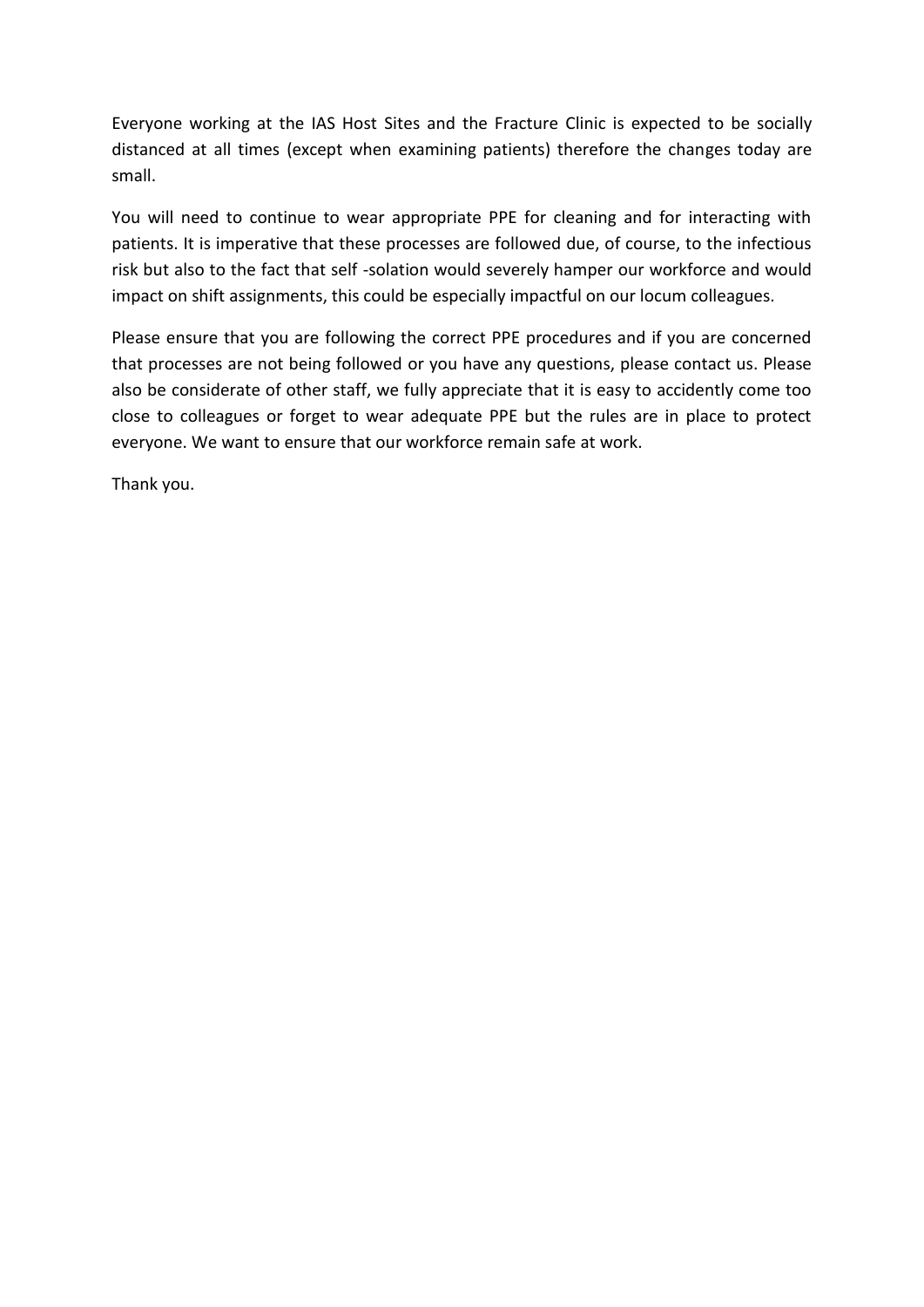Everyone working at the IAS Host Sites and the Fracture Clinic is expected to be socially distanced at all times (except when examining patients) therefore the changes today are small.

You will need to continue to wear appropriate PPE for cleaning and for interacting with patients. It is imperative that these processes are followed due, of course, to the infectious risk but also to the fact that self -solation would severely hamper our workforce and would impact on shift assignments, this could be especially impactful on our locum colleagues.

Please ensure that you are following the correct PPE procedures and if you are concerned that processes are not being followed or you have any questions, please contact us. Please also be considerate of other staff, we fully appreciate that it is easy to accidently come too close to colleagues or forget to wear adequate PPE but the rules are in place to protect everyone. We want to ensure that our workforce remain safe at work.

Thank you.